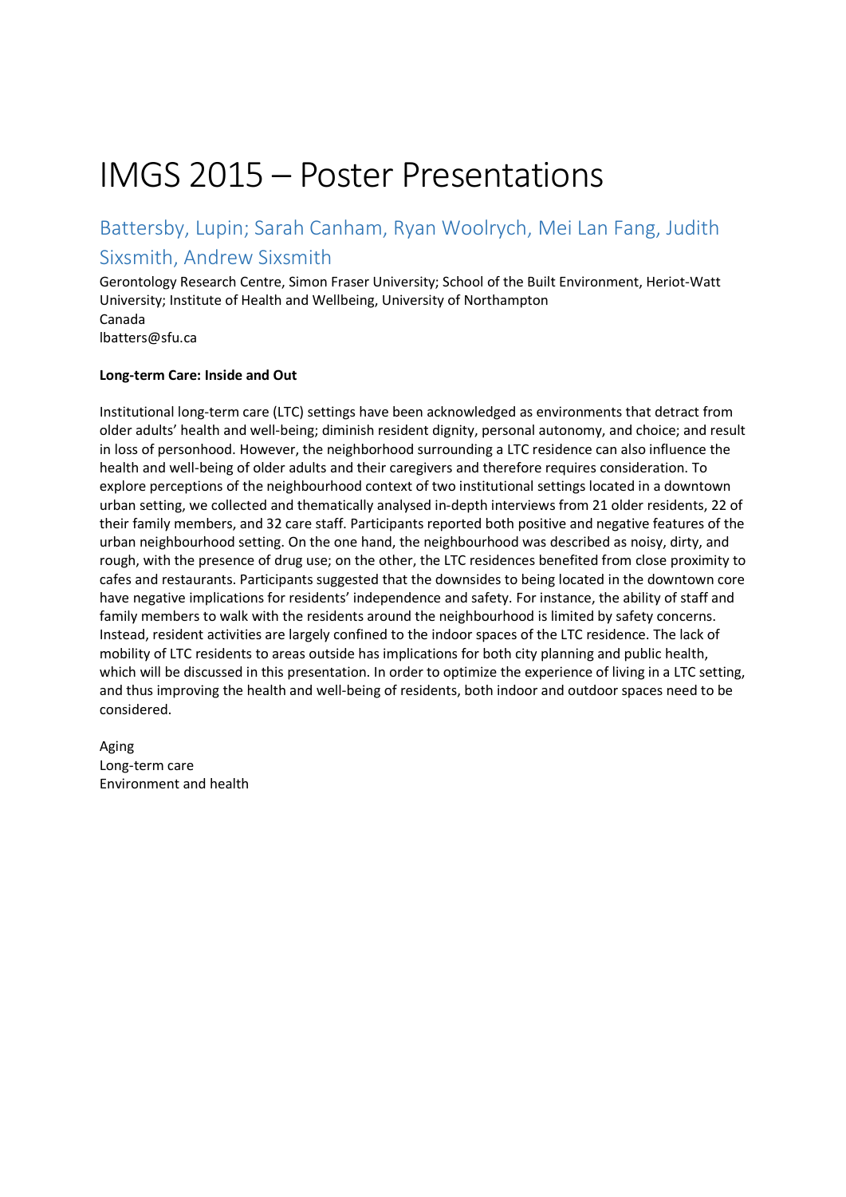# IMGS 2015 – Poster Presentations

## Battersby, Lupin; Sarah Canham, Ryan Woolrych, Mei Lan Fang, Judith Sixsmith, Andrew Sixsmith

Gerontology Research Centre, Simon Fraser University; School of the Built Environment, Heriot-Watt University; Institute of Health and Wellbeing, University of Northampton
Canada
lbatters@sfu.ca

**Long-term Care: Inside and Out**

Institutional long-term care (LTC) settings have been acknowledged as environments that detract from older adults' health and well-being; diminish resident dignity, personal autonomy, and choice; and result in loss of personhood. However, the neighborhood surrounding a LTC residence can also influence the health and well-being of older adults and their caregivers and therefore requires consideration. To explore perceptions of the neighbourhood context of two institutional settings located in a downtown urban setting, we collected and thematically analysed in-depth interviews from 21 older residents, 22 of their family members, and 32 care staff. Participants reported both positive and negative features of the urban neighbourhood setting. On the one hand, the neighbourhood was described as noisy, dirty, and rough, with the presence of drug use; on the other, the LTC residences benefited from close proximity to cafes and restaurants. Participants suggested that the downsides to being located in the downtown core have negative implications for residents' independence and safety. For instance, the ability of staff and family members to walk with the residents around the neighbourhood is limited by safety concerns. Instead, resident activities are largely confined to the indoor spaces of the LTC residence. The lack of mobility of LTC residents to areas outside has implications for both city planning and public health, which will be discussed in this presentation. In order to optimize the experience of living in a LTC setting, and thus improving the health and well-being of residents, both indoor and outdoor spaces need to be considered.

Aging
Long-term care
Environment and health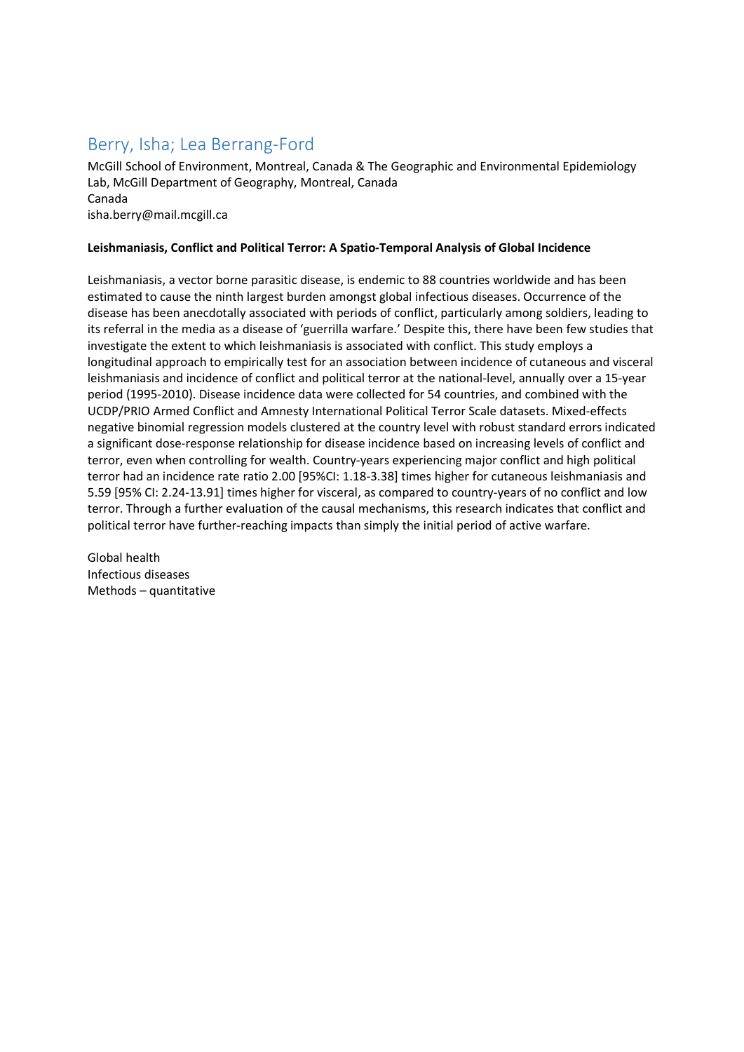## Berry, Isha; Lea Berrang-Ford

McGill School of Environment, Montreal, Canada & The Geographic and Environmental Epidemiology Lab, McGill Department of Geography, Montreal, Canada
Canada
isha.berry@mail.mcgill.ca

**Leishmaniasis, Conflict and Political Terror: A Spatio-Temporal Analysis of Global Incidence**

Leishmaniasis, a vector borne parasitic disease, is endemic to 88 countries worldwide and has been estimated to cause the ninth largest burden amongst global infectious diseases. Occurrence of the disease has been anecdotally associated with periods of conflict, particularly among soldiers, leading to its referral in the media as a disease of 'guerrilla warfare.' Despite this, there have been few studies that investigate the extent to which leishmaniasis is associated with conflict. This study employs a longitudinal approach to empirically test for an association between incidence of cutaneous and visceral leishmaniasis and incidence of conflict and political terror at the national-level, annually over a 15-year period (1995-2010). Disease incidence data were collected for 54 countries, and combined with the UCDP/PRIO Armed Conflict and Amnesty International Political Terror Scale datasets. Mixed-effects negative binomial regression models clustered at the country level with robust standard errors indicated a significant dose-response relationship for disease incidence based on increasing levels of conflict and terror, even when controlling for wealth. Country-years experiencing major conflict and high political terror had an incidence rate ratio 2.00 [95%CI: 1.18-3.38] times higher for cutaneous leishmaniasis and 5.59 [95% CI: 2.24-13.91] times higher for visceral, as compared to country-years of no conflict and low terror. Through a further evaluation of the causal mechanisms, this research indicates that conflict and political terror have further-reaching impacts than simply the initial period of active warfare.

Global health
Infectious diseases
Methods – quantitative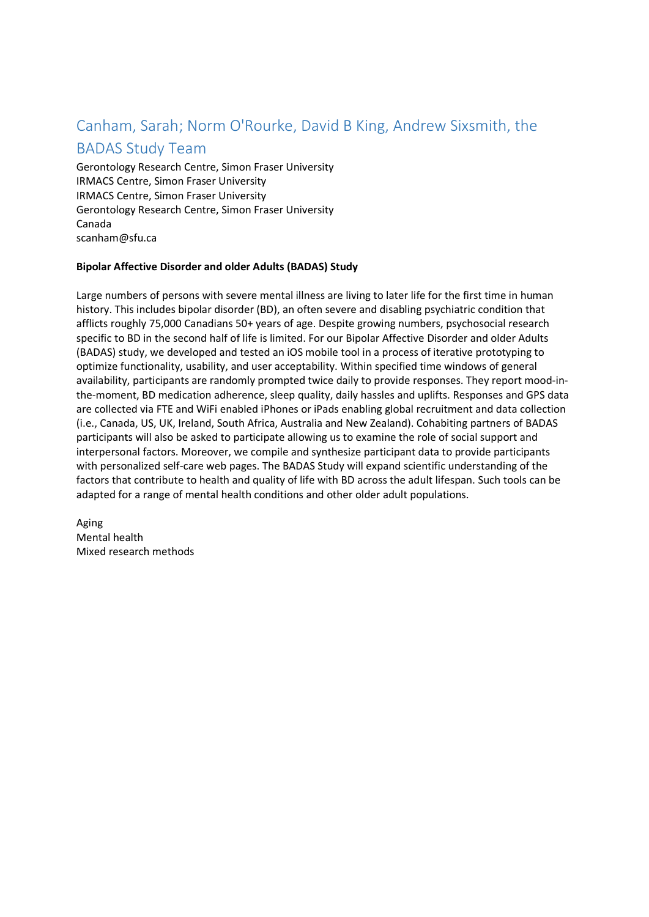## Canham, Sarah; Norm O'Rourke, David B King, Andrew Sixsmith, the BADAS Study Team

Gerontology Research Centre, Simon Fraser University
IRMACS Centre, Simon Fraser University
IRMACS Centre, Simon Fraser University
Gerontology Research Centre, Simon Fraser University
Canada
scanham@sfu.ca

**Bipolar Affective Disorder and older Adults (BADAS) Study**

Large numbers of persons with severe mental illness are living to later life for the first time in human history. This includes bipolar disorder (BD), an often severe and disabling psychiatric condition that afflicts roughly 75,000 Canadians 50+ years of age. Despite growing numbers, psychosocial research specific to BD in the second half of life is limited. For our Bipolar Affective Disorder and older Adults (BADAS) study, we developed and tested an iOS mobile tool in a process of iterative prototyping to optimize functionality, usability, and user acceptability. Within specified time windows of general availability, participants are randomly prompted twice daily to provide responses. They report mood-in-the-moment, BD medication adherence, sleep quality, daily hassles and uplifts. Responses and GPS data are collected via FTE and WiFi enabled iPhones or iPads enabling global recruitment and data collection (i.e., Canada, US, UK, Ireland, South Africa, Australia and New Zealand). Cohabiting partners of BADAS participants will also be asked to participate allowing us to examine the role of social support and interpersonal factors. Moreover, we compile and synthesize participant data to provide participants with personalized self-care web pages. The BADAS Study will expand scientific understanding of the factors that contribute to health and quality of life with BD across the adult lifespan. Such tools can be adapted for a range of mental health conditions and other older adult populations.

Aging
Mental health
Mixed research methods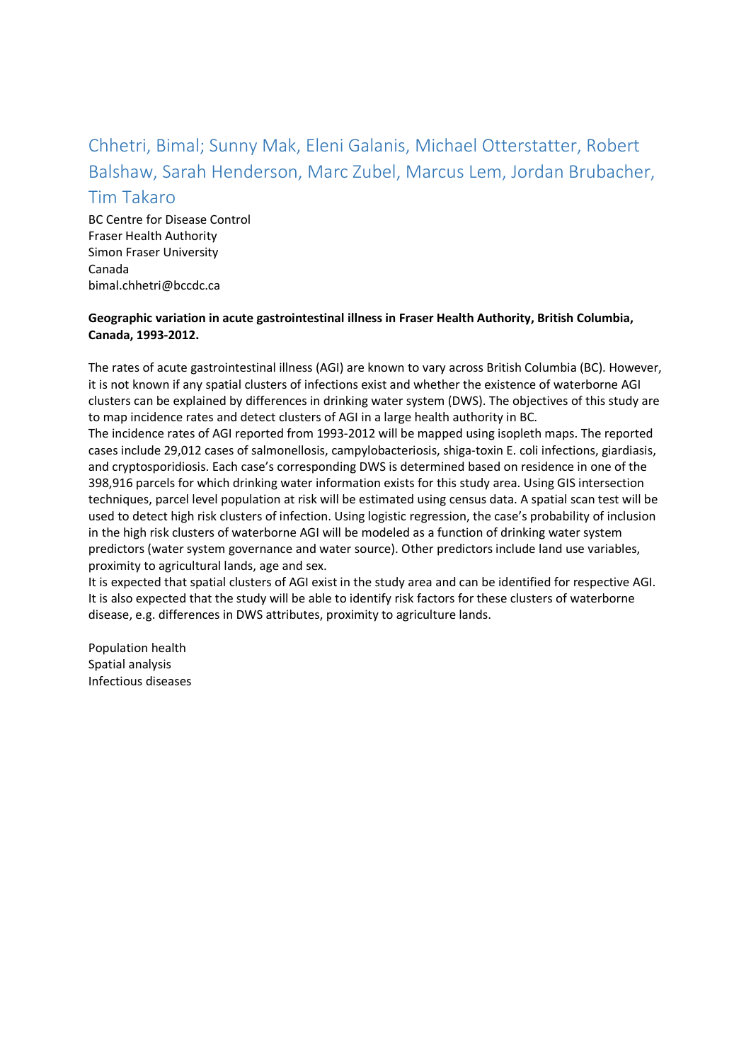## Chhetri, Bimal; Sunny Mak, Eleni Galanis, Michael Otterstatter, Robert Balshaw, Sarah Henderson, Marc Zubel, Marcus Lem, Jordan Brubacher, Tim Takaro

BC Centre for Disease Control
Fraser Health Authority
Simon Fraser University
Canada
bimal.chhetri@bccdc.ca

**Geographic variation in acute gastrointestinal illness in Fraser Health Authority, British Columbia, Canada, 1993-2012.**

The rates of acute gastrointestinal illness (AGI) are known to vary across British Columbia (BC). However, it is not known if any spatial clusters of infections exist and whether the existence of waterborne AGI clusters can be explained by differences in drinking water system (DWS). The objectives of this study are to map incidence rates and detect clusters of AGI in a large health authority in BC.
The incidence rates of AGI reported from 1993-2012 will be mapped using isopleth maps. The reported cases include 29,012 cases of salmonellosis, campylobacteriosis, shiga-toxin E. coli infections, giardiasis, and cryptosporidiosis. Each case's corresponding DWS is determined based on residence in one of the 398,916 parcels for which drinking water information exists for this study area. Using GIS intersection techniques, parcel level population at risk will be estimated using census data. A spatial scan test will be used to detect high risk clusters of infection. Using logistic regression, the case's probability of inclusion in the high risk clusters of waterborne AGI will be modeled as a function of drinking water system predictors (water system governance and water source). Other predictors include land use variables, proximity to agricultural lands, age and sex.
It is expected that spatial clusters of AGI exist in the study area and can be identified for respective AGI. It is also expected that the study will be able to identify risk factors for these clusters of waterborne disease, e.g. differences in DWS attributes, proximity to agriculture lands.

Population health
Spatial analysis
Infectious diseases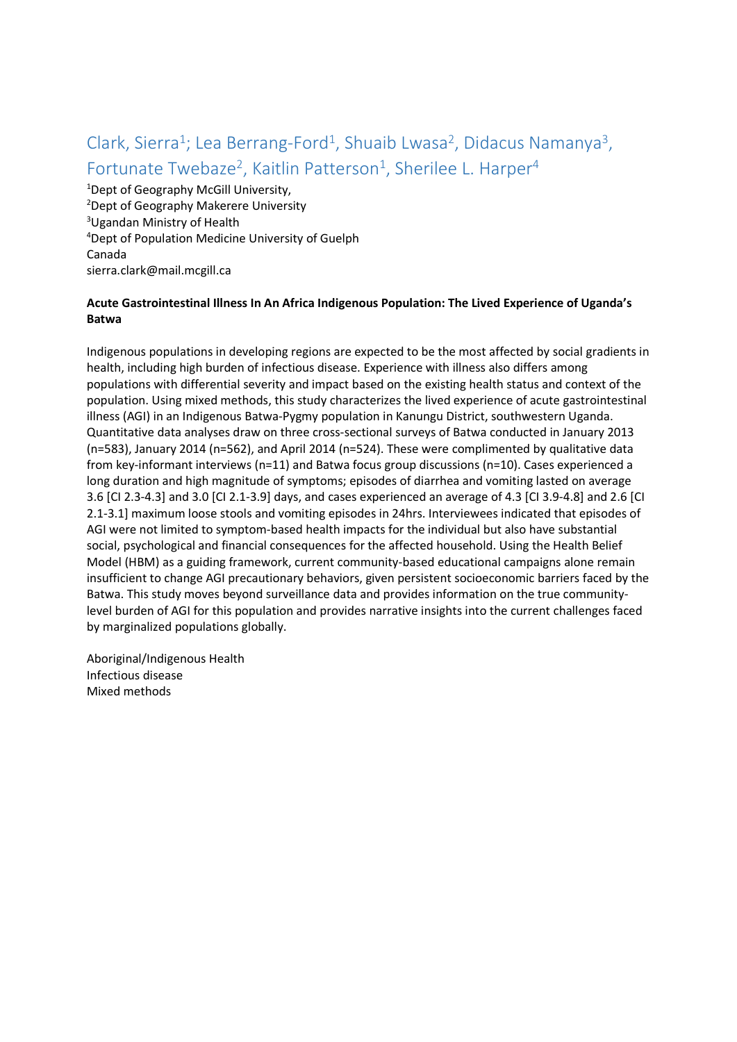Clark, Sierra[1]; Lea Berrang-Ford[1], Shuaib Lwasa[2], Didacus Namanya[3], Fortunate Twebaze[2], Kaitlin Patterson[1], Sherilee L. Harper[4]

[1]Dept of Geography McGill University,
[2]Dept of Geography Makerere University
[3]Ugandan Ministry of Health
[4]Dept of Population Medicine University of Guelph
Canada
sierra.clark@mail.mcgill.ca

**Acute Gastrointestinal Illness In An Africa Indigenous Population: The Lived Experience of Uganda's Batwa**

Indigenous populations in developing regions are expected to be the most affected by social gradients in health, including high burden of infectious disease. Experience with illness also differs among populations with differential severity and impact based on the existing health status and context of the population. Using mixed methods, this study characterizes the lived experience of acute gastrointestinal illness (AGI) in an Indigenous Batwa-Pygmy population in Kanungu District, southwestern Uganda. Quantitative data analyses draw on three cross-sectional surveys of Batwa conducted in January 2013 (n=583), January 2014 (n=562), and April 2014 (n=524). These were complimented by qualitative data from key-informant interviews (n=11) and Batwa focus group discussions (n=10). Cases experienced a long duration and high magnitude of symptoms; episodes of diarrhea and vomiting lasted on average 3.6 [CI 2.3-4.3] and 3.0 [CI 2.1-3.9] days, and cases experienced an average of 4.3 [CI 3.9-4.8] and 2.6 [CI 2.1-3.1] maximum loose stools and vomiting episodes in 24hrs. Interviewees indicated that episodes of AGI were not limited to symptom-based health impacts for the individual but also have substantial social, psychological and financial consequences for the affected household. Using the Health Belief Model (HBM) as a guiding framework, current community-based educational campaigns alone remain insufficient to change AGI precautionary behaviors, given persistent socioeconomic barriers faced by the Batwa. This study moves beyond surveillance data and provides information on the true community-level burden of AGI for this population and provides narrative insights into the current challenges faced by marginalized populations globally.

Aboriginal/Indigenous Health
Infectious disease
Mixed methods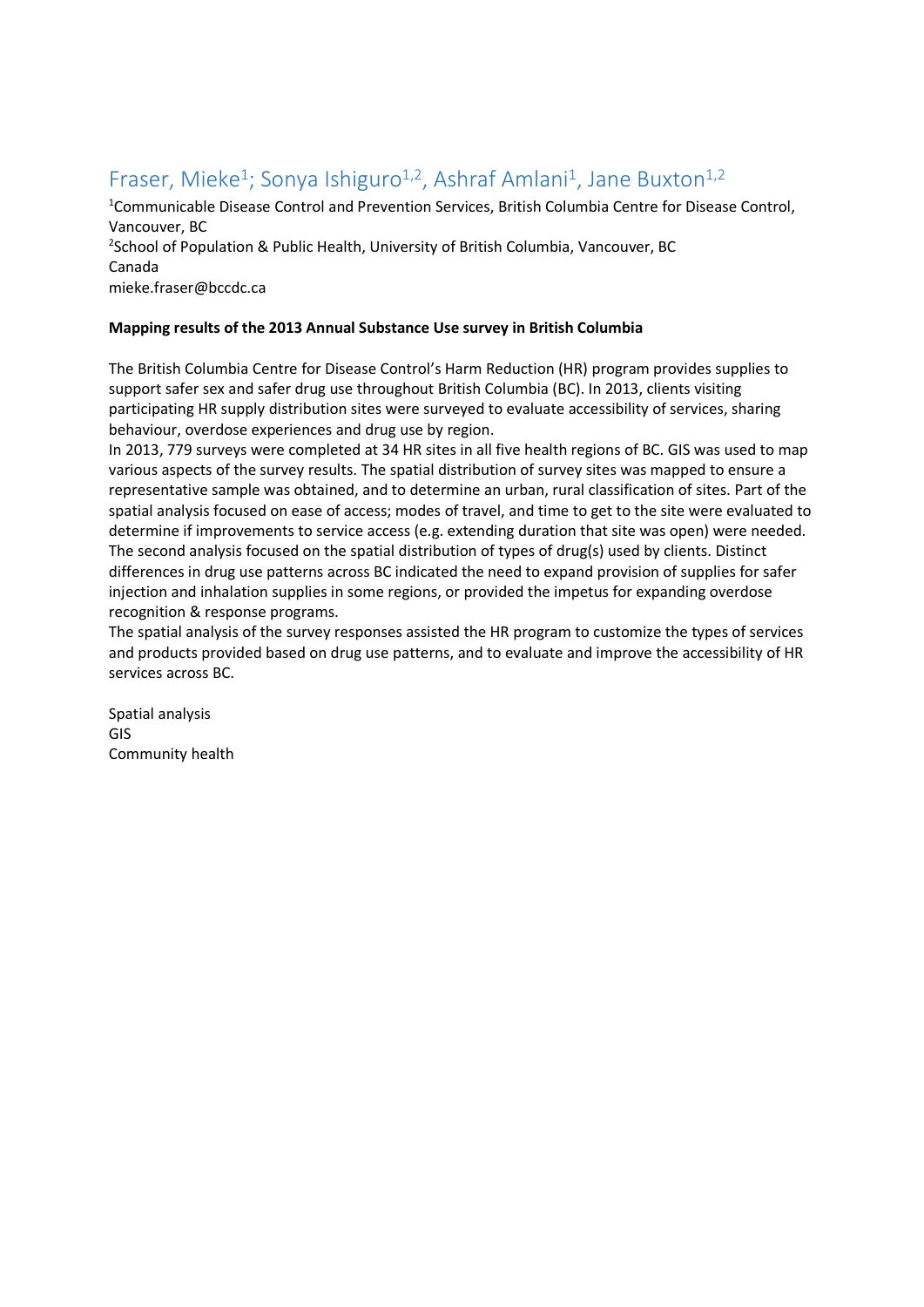## Fraser, Mieke[1]; Sonya Ishiguro[1,2], Ashraf Amlani[1], Jane Buxton[1,2]

[1]Communicable Disease Control and Prevention Services, British Columbia Centre for Disease Control, Vancouver, BC
[2]School of Population & Public Health, University of British Columbia, Vancouver, BC
Canada
mieke.fraser@bccdc.ca

**Mapping results of the 2013 Annual Substance Use survey in British Columbia**

The British Columbia Centre for Disease Control's Harm Reduction (HR) program provides supplies to support safer sex and safer drug use throughout British Columbia (BC). In 2013, clients visiting participating HR supply distribution sites were surveyed to evaluate accessibility of services, sharing behaviour, overdose experiences and drug use by region.

In 2013, 779 surveys were completed at 34 HR sites in all five health regions of BC. GIS was used to map various aspects of the survey results. The spatial distribution of survey sites was mapped to ensure a representative sample was obtained, and to determine an urban, rural classification of sites. Part of the spatial analysis focused on ease of access; modes of travel, and time to get to the site were evaluated to determine if improvements to service access (e.g. extending duration that site was open) were needed. The second analysis focused on the spatial distribution of types of drug(s) used by clients. Distinct differences in drug use patterns across BC indicated the need to expand provision of supplies for safer injection and inhalation supplies in some regions, or provided the impetus for expanding overdose recognition & response programs.

The spatial analysis of the survey responses assisted the HR program to customize the types of services and products provided based on drug use patterns, and to evaluate and improve the accessibility of HR services across BC.

Spatial analysis
GIS
Community health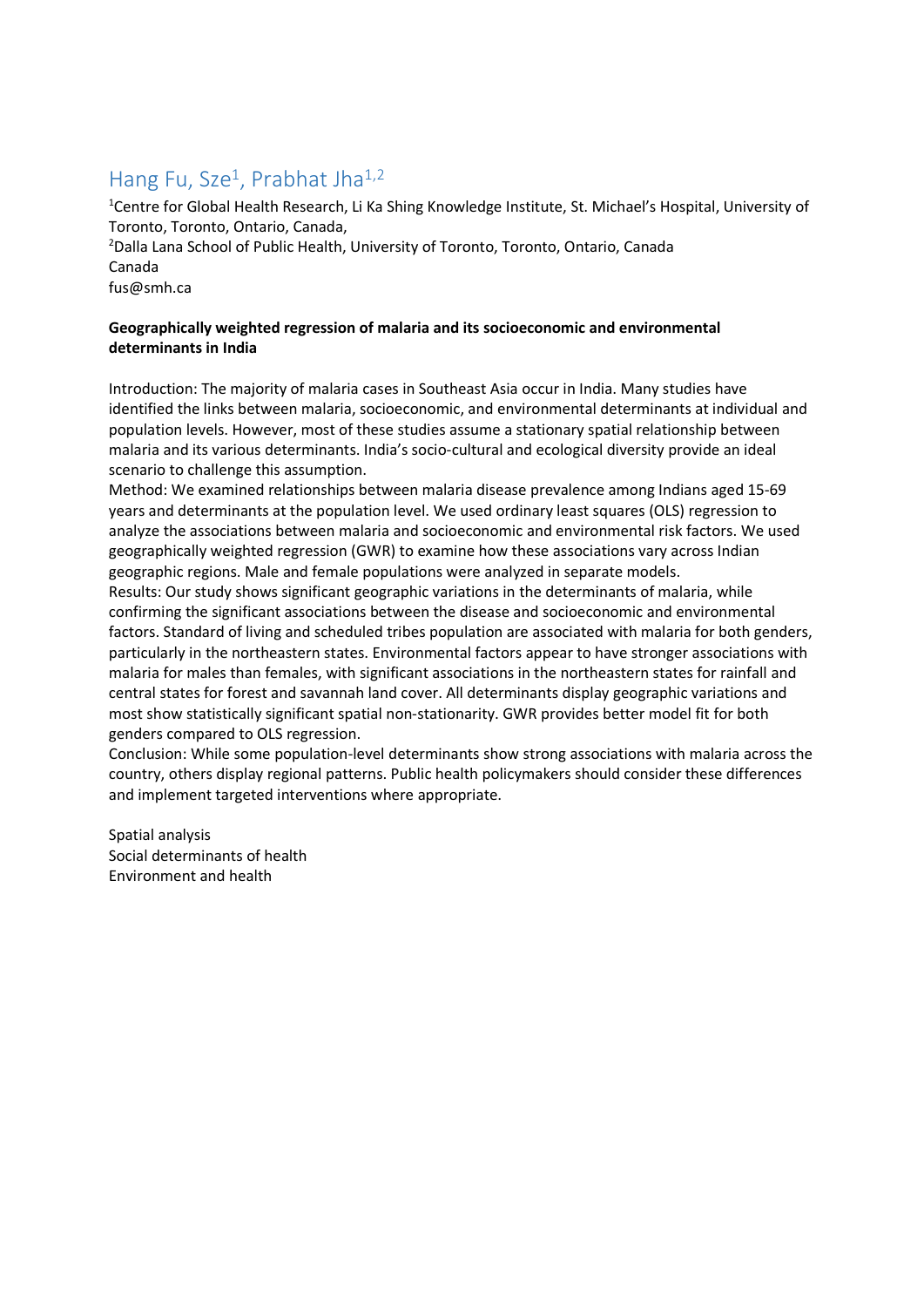## Hang Fu, Sze[1], Prabhat Jha[1,2]

[1]Centre for Global Health Research, Li Ka Shing Knowledge Institute, St. Michael's Hospital, University of Toronto, Toronto, Ontario, Canada,
[2]Dalla Lana School of Public Health, University of Toronto, Toronto, Ontario, Canada
Canada
fus@smh.ca

**Geographically weighted regression of malaria and its socioeconomic and environmental determinants in India**

Introduction: The majority of malaria cases in Southeast Asia occur in India. Many studies have identified the links between malaria, socioeconomic, and environmental determinants at individual and population levels. However, most of these studies assume a stationary spatial relationship between malaria and its various determinants. India's socio-cultural and ecological diversity provide an ideal scenario to challenge this assumption.
Method: We examined relationships between malaria disease prevalence among Indians aged 15-69 years and determinants at the population level. We used ordinary least squares (OLS) regression to analyze the associations between malaria and socioeconomic and environmental risk factors. We used geographically weighted regression (GWR) to examine how these associations vary across Indian geographic regions. Male and female populations were analyzed in separate models.
Results: Our study shows significant geographic variations in the determinants of malaria, while confirming the significant associations between the disease and socioeconomic and environmental factors. Standard of living and scheduled tribes population are associated with malaria for both genders, particularly in the northeastern states. Environmental factors appear to have stronger associations with malaria for males than females, with significant associations in the northeastern states for rainfall and central states for forest and savannah land cover. All determinants display geographic variations and most show statistically significant spatial non-stationarity. GWR provides better model fit for both genders compared to OLS regression.
Conclusion: While some population-level determinants show strong associations with malaria across the country, others display regional patterns. Public health policymakers should consider these differences and implement targeted interventions where appropriate.

Spatial analysis
Social determinants of health
Environment and health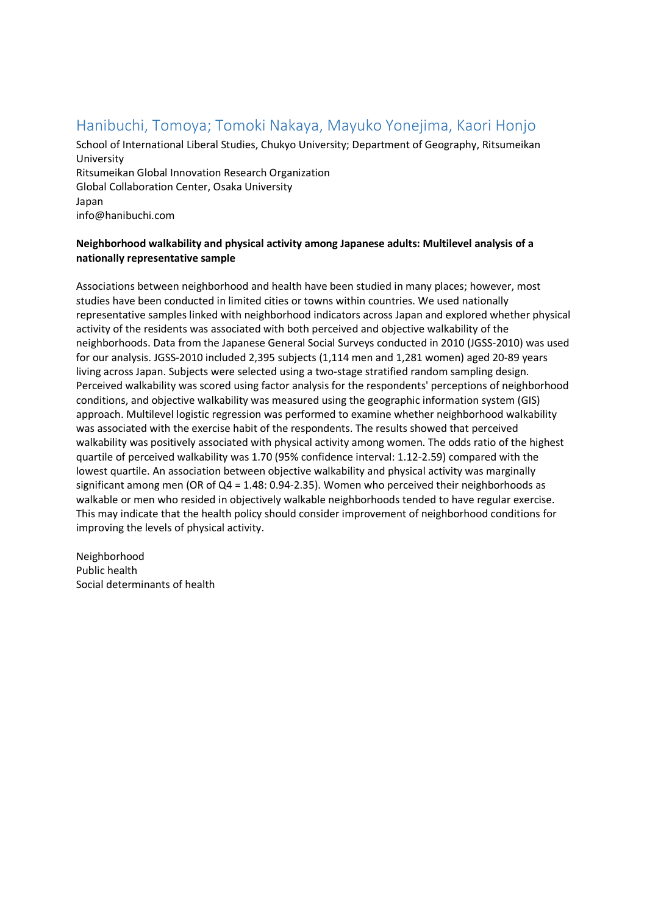## Hanibuchi, Tomoya; Tomoki Nakaya, Mayuko Yonejima, Kaori Honjo

School of International Liberal Studies, Chukyo University; Department of Geography, Ritsumeikan University
Ritsumeikan Global Innovation Research Organization
Global Collaboration Center, Osaka University
Japan
info@hanibuchi.com

**Neighborhood walkability and physical activity among Japanese adults: Multilevel analysis of a nationally representative sample**

Associations between neighborhood and health have been studied in many places; however, most studies have been conducted in limited cities or towns within countries. We used nationally representative samples linked with neighborhood indicators across Japan and explored whether physical activity of the residents was associated with both perceived and objective walkability of the neighborhoods. Data from the Japanese General Social Surveys conducted in 2010 (JGSS-2010) was used for our analysis. JGSS-2010 included 2,395 subjects (1,114 men and 1,281 women) aged 20-89 years living across Japan. Subjects were selected using a two-stage stratified random sampling design. Perceived walkability was scored using factor analysis for the respondents' perceptions of neighborhood conditions, and objective walkability was measured using the geographic information system (GIS) approach. Multilevel logistic regression was performed to examine whether neighborhood walkability was associated with the exercise habit of the respondents. The results showed that perceived walkability was positively associated with physical activity among women. The odds ratio of the highest quartile of perceived walkability was 1.70 (95% confidence interval: 1.12-2.59) compared with the lowest quartile. An association between objective walkability and physical activity was marginally significant among men (OR of Q4 = 1.48: 0.94-2.35). Women who perceived their neighborhoods as walkable or men who resided in objectively walkable neighborhoods tended to have regular exercise. This may indicate that the health policy should consider improvement of neighborhood conditions for improving the levels of physical activity.

Neighborhood
Public health
Social determinants of health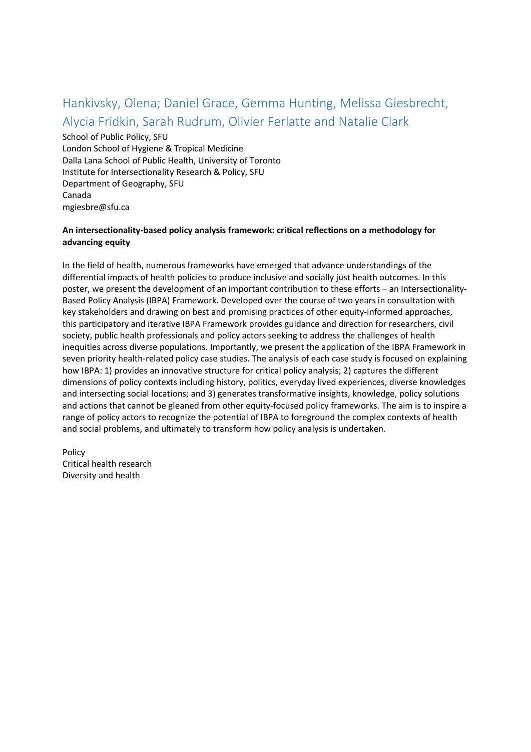## Hankivsky, Olena; Daniel Grace, Gemma Hunting, Melissa Giesbrecht, Alycia Fridkin, Sarah Rudrum, Olivier Ferlatte and Natalie Clark

School of Public Policy, SFU
London School of Hygiene & Tropical Medicine
Dalla Lana School of Public Health, University of Toronto
Institute for Intersectionality Research & Policy, SFU
Department of Geography, SFU
Canada
mgiesbre@sfu.ca

**An intersectionality-based policy analysis framework: critical reflections on a methodology for advancing equity**

In the field of health, numerous frameworks have emerged that advance understandings of the differential impacts of health policies to produce inclusive and socially just health outcomes. In this poster, we present the development of an important contribution to these efforts – an Intersectionality-Based Policy Analysis (IBPA) Framework. Developed over the course of two years in consultation with key stakeholders and drawing on best and promising practices of other equity-informed approaches, this participatory and iterative IBPA Framework provides guidance and direction for researchers, civil society, public health professionals and policy actors seeking to address the challenges of health inequities across diverse populations. Importantly, we present the application of the IBPA Framework in seven priority health-related policy case studies. The analysis of each case study is focused on explaining how IBPA: 1) provides an innovative structure for critical policy analysis; 2) captures the different dimensions of policy contexts including history, politics, everyday lived experiences, diverse knowledges and intersecting social locations; and 3) generates transformative insights, knowledge, policy solutions and actions that cannot be gleaned from other equity-focused policy frameworks. The aim is to inspire a range of policy actors to recognize the potential of IBPA to foreground the complex contexts of health and social problems, and ultimately to transform how policy analysis is undertaken.

Policy
Critical health research
Diversity and health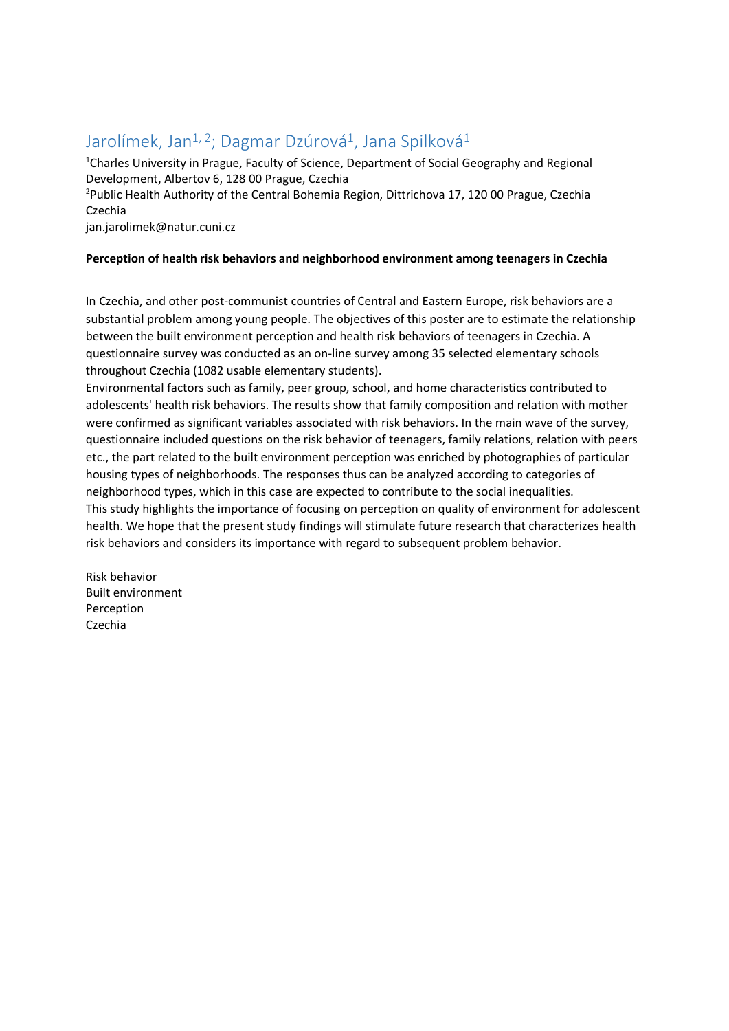## Jarolímek, Jan[1, 2]; Dagmar Dzúrová[1], Jana Spilková[1]

[1]Charles University in Prague, Faculty of Science, Department of Social Geography and Regional Development, Albertov 6, 128 00 Prague, Czechia
[2]Public Health Authority of the Central Bohemia Region, Dittrichova 17, 120 00 Prague, Czechia
Czechia
jan.jarolimek@natur.cuni.cz

**Perception of health risk behaviors and neighborhood environment among teenagers in Czechia**

In Czechia, and other post-communist countries of Central and Eastern Europe, risk behaviors are a substantial problem among young people. The objectives of this poster are to estimate the relationship between the built environment perception and health risk behaviors of teenagers in Czechia. A questionnaire survey was conducted as an on-line survey among 35 selected elementary schools throughout Czechia (1082 usable elementary students).
Environmental factors such as family, peer group, school, and home characteristics contributed to adolescents' health risk behaviors. The results show that family composition and relation with mother were confirmed as significant variables associated with risk behaviors. In the main wave of the survey, questionnaire included questions on the risk behavior of teenagers, family relations, relation with peers etc., the part related to the built environment perception was enriched by photographies of particular housing types of neighborhoods. The responses thus can be analyzed according to categories of neighborhood types, which in this case are expected to contribute to the social inequalities.
This study highlights the importance of focusing on perception on quality of environment for adolescent health. We hope that the present study findings will stimulate future research that characterizes health risk behaviors and considers its importance with regard to subsequent problem behavior.

Risk behavior
Built environment
Perception
Czechia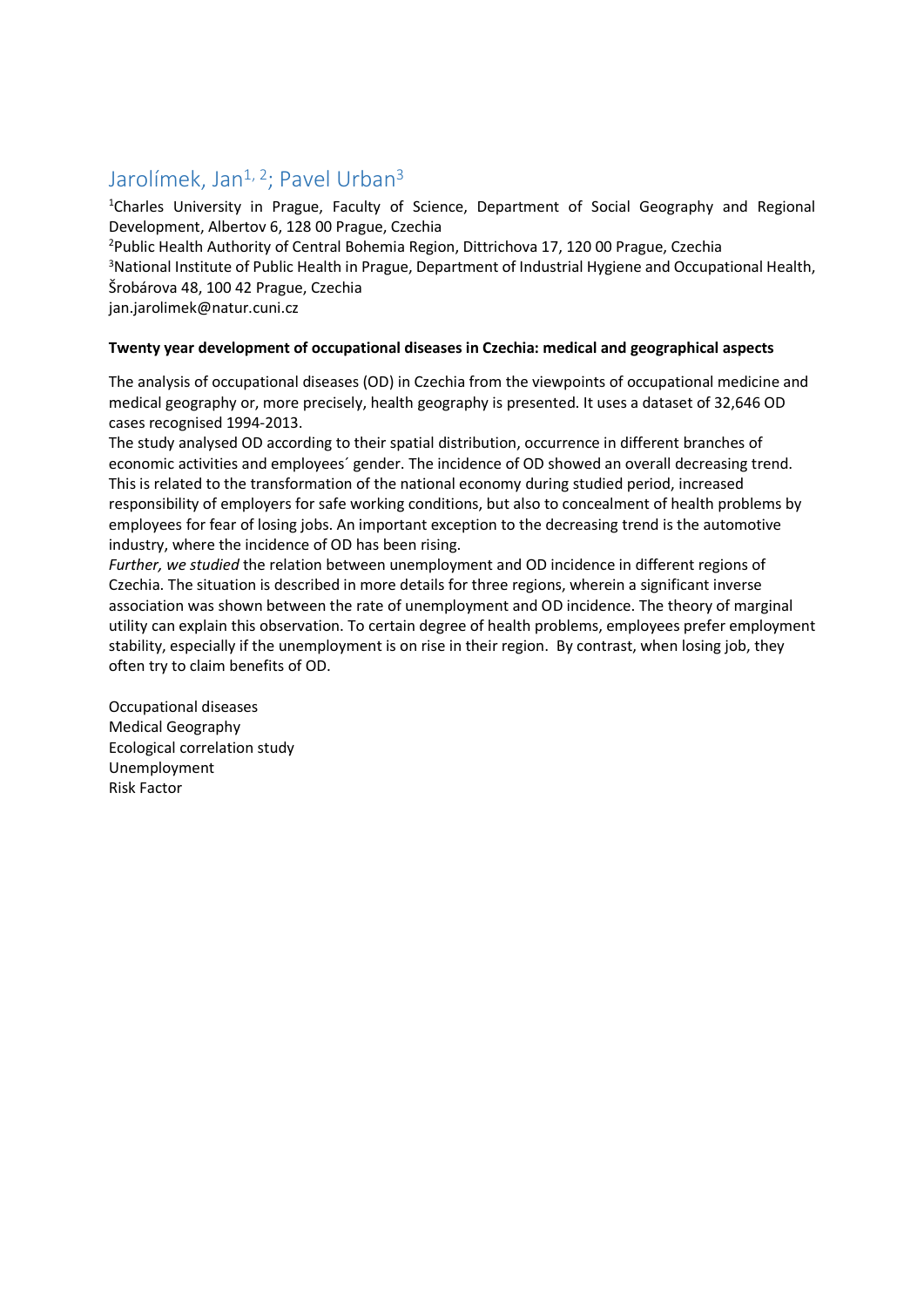## Jarolímek, Jan[1, 2]; Pavel Urban[3]

[1]Charles University in Prague, Faculty of Science, Department of Social Geography and Regional Development, Albertov 6, 128 00 Prague, Czechia
[2]Public Health Authority of Central Bohemia Region, Dittrichova 17, 120 00 Prague, Czechia
[3]National Institute of Public Health in Prague, Department of Industrial Hygiene and Occupational Health, Šrobárova 48, 100 42 Prague, Czechia
jan.jarolimek@natur.cuni.cz

**Twenty year development of occupational diseases in Czechia: medical and geographical aspects**

The analysis of occupational diseases (OD) in Czechia from the viewpoints of occupational medicine and medical geography or, more precisely, health geography is presented. It uses a dataset of 32,646 OD cases recognised 1994-2013.
The study analysed OD according to their spatial distribution, occurrence in different branches of economic activities and employees´ gender. The incidence of OD showed an overall decreasing trend. This is related to the transformation of the national economy during studied period, increased responsibility of employers for safe working conditions, but also to concealment of health problems by employees for fear of losing jobs. An important exception to the decreasing trend is the automotive industry, where the incidence of OD has been rising.
*Further, we studied* the relation between unemployment and OD incidence in different regions of Czechia. The situation is described in more details for three regions, wherein a significant inverse association was shown between the rate of unemployment and OD incidence. The theory of marginal utility can explain this observation. To certain degree of health problems, employees prefer employment stability, especially if the unemployment is on rise in their region. By contrast, when losing job, they often try to claim benefits of OD.

Occupational diseases
Medical Geography
Ecological correlation study
Unemployment
Risk Factor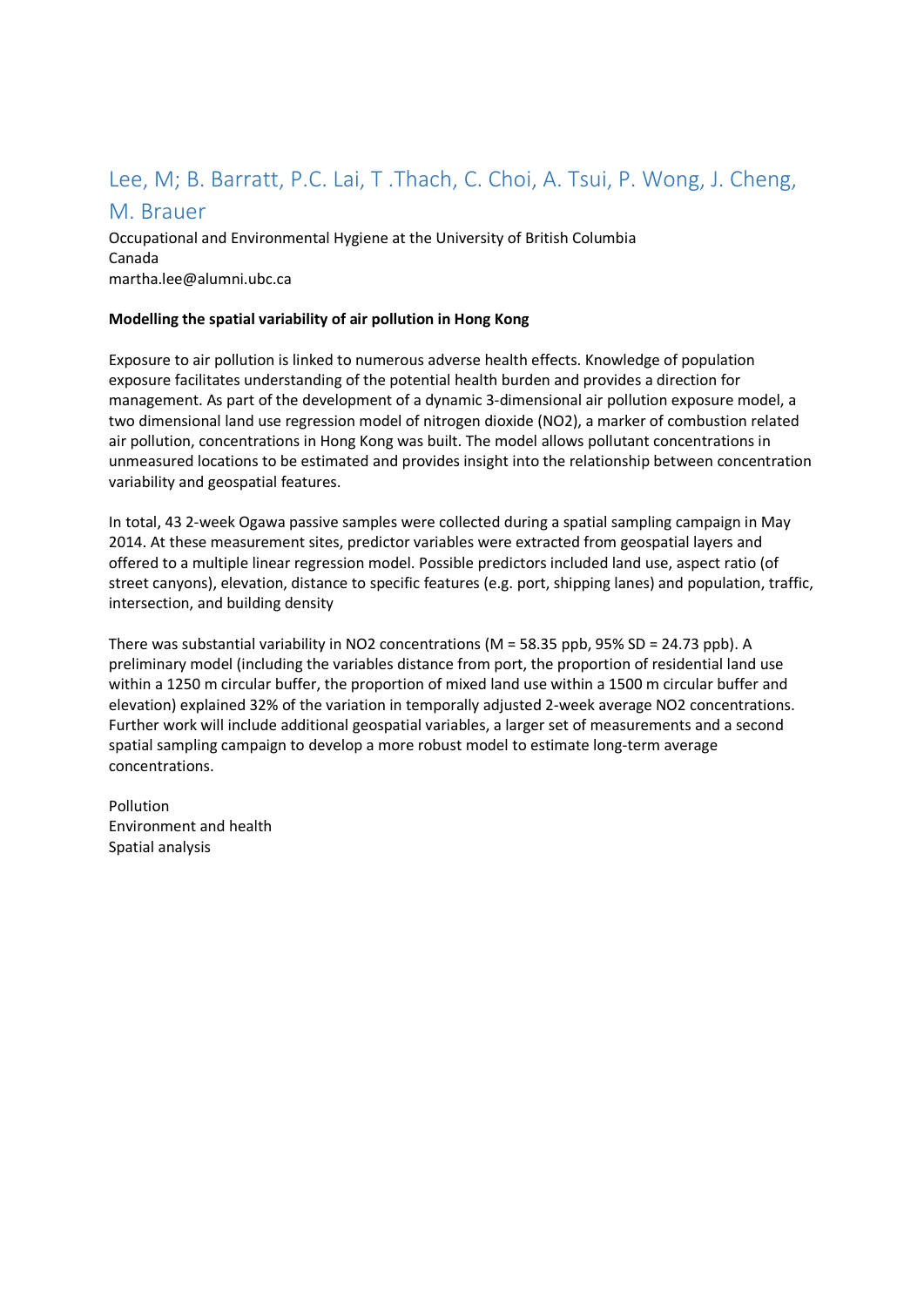## Lee, M; B. Barratt, P.C. Lai, T .Thach, C. Choi, A. Tsui, P. Wong, J. Cheng, M. Brauer

Occupational and Environmental Hygiene at the University of British Columbia
Canada
martha.lee@alumni.ubc.ca

**Modelling the spatial variability of air pollution in Hong Kong**

Exposure to air pollution is linked to numerous adverse health effects. Knowledge of population exposure facilitates understanding of the potential health burden and provides a direction for management. As part of the development of a dynamic 3-dimensional air pollution exposure model, a two dimensional land use regression model of nitrogen dioxide ($NO_2$), a marker of combustion related air pollution, concentrations in Hong Kong was built. The model allows pollutant concentrations in unmeasured locations to be estimated and provides insight into the relationship between concentration variability and geospatial features.

In total, 43 2-week Ogawa passive samples were collected during a spatial sampling campaign in May 2014. At these measurement sites, predictor variables were extracted from geospatial layers and offered to a multiple linear regression model. Possible predictors included land use, aspect ratio (of street canyons), elevation, distance to specific features (e.g. port, shipping lanes) and population, traffic, intersection, and building density

There was substantial variability in $NO_2$ concentrations (M = 58.35 ppb, 95% SD = 24.73 ppb). A preliminary model (including the variables distance from port, the proportion of residential land use within a 1250 m circular buffer, the proportion of mixed land use within a 1500 m circular buffer and elevation) explained 32% of the variation in temporally adjusted 2-week average $NO_2$ concentrations. Further work will include additional geospatial variables, a larger set of measurements and a second spatial sampling campaign to develop a more robust model to estimate long-term average concentrations.

Pollution
Environment and health
Spatial analysis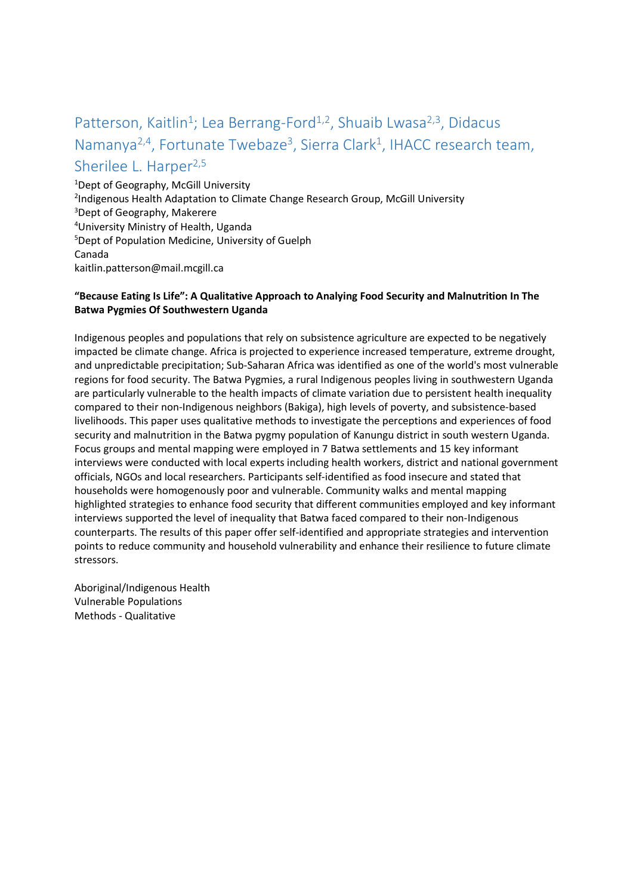Patterson, Kaitlin[1]; Lea Berrang-Ford[1,2], Shuaib Lwasa[2,3], Didacus Namanya[2,4], Fortunate Twebaze[3], Sierra Clark[1], IHACC research team, Sherilee L. Harper[2,5]

[1]Dept of Geography, McGill University
[2]Indigenous Health Adaptation to Climate Change Research Group, McGill University
[3]Dept of Geography, Makerere
[4]University Ministry of Health, Uganda
[5]Dept of Population Medicine, University of Guelph
Canada
kaitlin.patterson@mail.mcgill.ca

**"Because Eating Is Life": A Qualitative Approach to Analying Food Security and Malnutrition In The Batwa Pygmies Of Southwestern Uganda**

Indigenous peoples and populations that rely on subsistence agriculture are expected to be negatively impacted be climate change. Africa is projected to experience increased temperature, extreme drought, and unpredictable precipitation; Sub-Saharan Africa was identified as one of the world's most vulnerable regions for food security. The Batwa Pygmies, a rural Indigenous peoples living in southwestern Uganda are particularly vulnerable to the health impacts of climate variation due to persistent health inequality compared to their non-Indigenous neighbors (Bakiga), high levels of poverty, and subsistence-based livelihoods. This paper uses qualitative methods to investigate the perceptions and experiences of food security and malnutrition in the Batwa pygmy population of Kanungu district in south western Uganda. Focus groups and mental mapping were employed in 7 Batwa settlements and 15 key informant interviews were conducted with local experts including health workers, district and national government officials, NGOs and local researchers. Participants self-identified as food insecure and stated that households were homogenously poor and vulnerable. Community walks and mental mapping highlighted strategies to enhance food security that different communities employed and key informant interviews supported the level of inequality that Batwa faced compared to their non-Indigenous counterparts. The results of this paper offer self-identified and appropriate strategies and intervention points to reduce community and household vulnerability and enhance their resilience to future climate stressors.

Aboriginal/Indigenous Health
Vulnerable Populations
Methods - Qualitative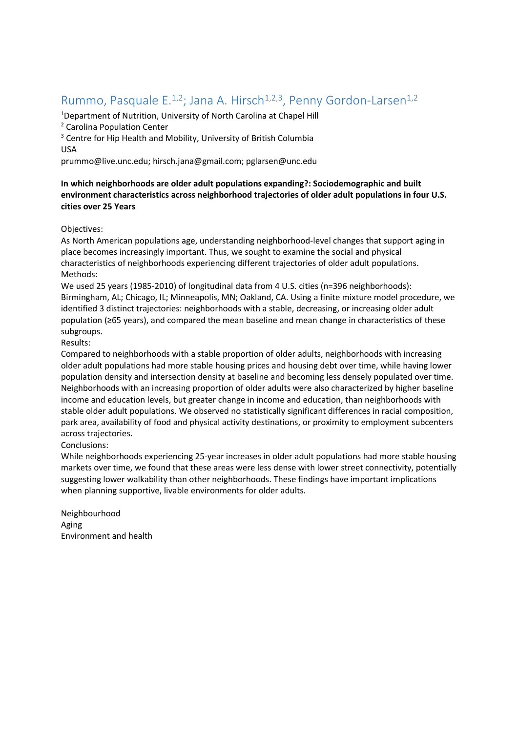## Rummo, Pasquale E.[1,2]; Jana A. Hirsch[1,2,3], Penny Gordon-Larsen[1,2]

[1]Department of Nutrition, University of North Carolina at Chapel Hill
[2] Carolina Population Center
[3] Centre for Hip Health and Mobility, University of British Columbia
USA
prummo@live.unc.edu; hirsch.jana@gmail.com; pglarsen@unc.edu

**In which neighborhoods are older adult populations expanding?: Sociodemographic and built environment characteristics across neighborhood trajectories of older adult populations in four U.S. cities over 25 Years**

Objectives:
As North American populations age, understanding neighborhood-level changes that support aging in place becomes increasingly important. Thus, we sought to examine the social and physical characteristics of neighborhoods experiencing different trajectories of older adult populations.
Methods:
We used 25 years (1985-2010) of longitudinal data from 4 U.S. cities (n=396 neighborhoods): Birmingham, AL; Chicago, IL; Minneapolis, MN; Oakland, CA. Using a finite mixture model procedure, we identified 3 distinct trajectories: neighborhoods with a stable, decreasing, or increasing older adult population (≥65 years), and compared the mean baseline and mean change in characteristics of these subgroups.
Results:
Compared to neighborhoods with a stable proportion of older adults, neighborhoods with increasing older adult populations had more stable housing prices and housing debt over time, while having lower population density and intersection density at baseline and becoming less densely populated over time. Neighborhoods with an increasing proportion of older adults were also characterized by higher baseline income and education levels, but greater change in income and education, than neighborhoods with stable older adult populations. We observed no statistically significant differences in racial composition, park area, availability of food and physical activity destinations, or proximity to employment subcenters across trajectories.
Conclusions:
While neighborhoods experiencing 25-year increases in older adult populations had more stable housing markets over time, we found that these areas were less dense with lower street connectivity, potentially suggesting lower walkability than other neighborhoods. These findings have important implications when planning supportive, livable environments for older adults.

Neighbourhood
Aging
Environment and health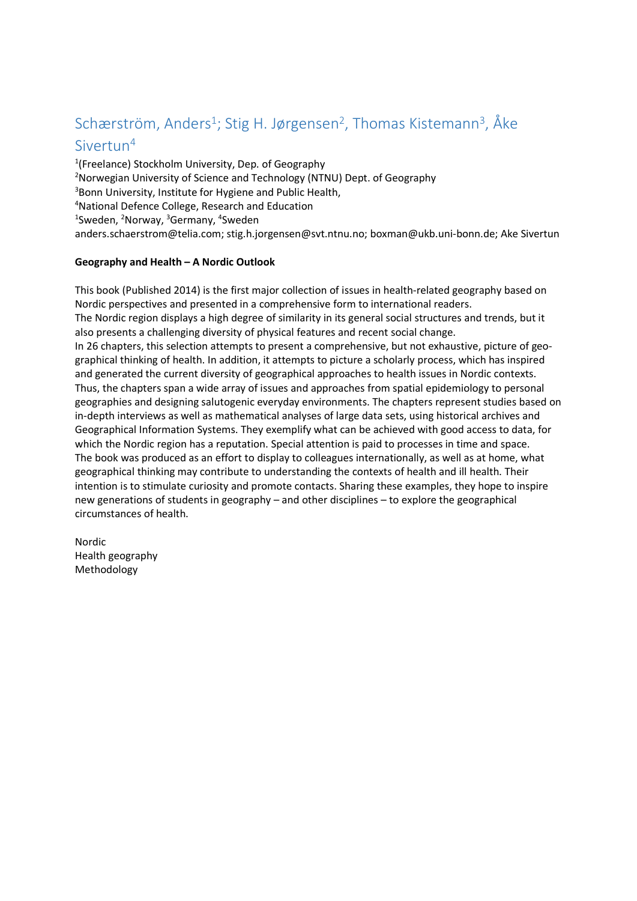## Schærström, Anders[1]; Stig H. Jørgensen[2], Thomas Kistemann[3], Åke Sivertun[4]

[1](Freelance) Stockholm University, Dep. of Geography
[2]Norwegian University of Science and Technology (NTNU) Dept. of Geography
[3]Bonn University, Institute for Hygiene and Public Health,
[4]National Defence College, Research and Education
[1]Sweden, [2]Norway, [3]Germany, [4]Sweden
anders.schaerstrom@telia.com; stig.h.jorgensen@svt.ntnu.no; boxman@ukb.uni-bonn.de; Ake Sivertun

**Geography and Health – A Nordic Outlook**

This book (Published 2014) is the first major collection of issues in health-related geography based on Nordic perspectives and presented in a comprehensive form to international readers.
The Nordic region displays a high degree of similarity in its general social structures and trends, but it also presents a challenging diversity of physical features and recent social change.
In 26 chapters, this selection attempts to present a comprehensive, but not exhaustive, picture of geo-graphical thinking of health. In addition, it attempts to picture a scholarly process, which has inspired and generated the current diversity of geographical approaches to health issues in Nordic contexts. Thus, the chapters span a wide array of issues and approaches from spatial epidemiology to personal geographies and designing salutogenic everyday environments. The chapters represent studies based on in-depth interviews as well as mathematical analyses of large data sets, using historical archives and Geographical Information Systems. They exemplify what can be achieved with good access to data, for which the Nordic region has a reputation. Special attention is paid to processes in time and space.
The book was produced as an effort to display to colleagues internationally, as well as at home, what geographical thinking may contribute to understanding the contexts of health and ill health. Their intention is to stimulate curiosity and promote contacts. Sharing these examples, they hope to inspire new generations of students in geography – and other disciplines – to explore the geographical circumstances of health.

Nordic
Health geography
Methodology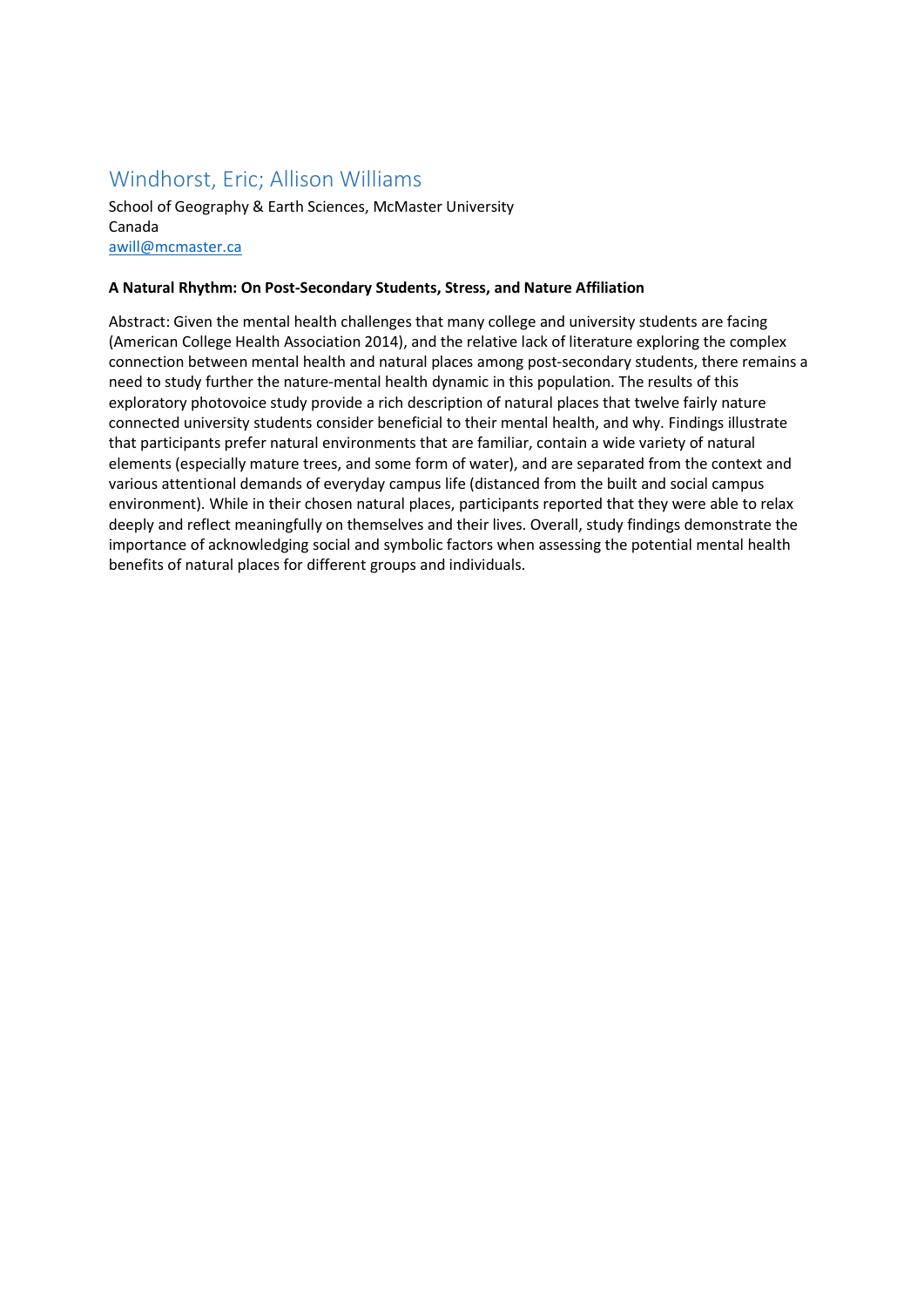## Windhorst, Eric; Allison Williams

School of Geography & Earth Sciences, McMaster University
Canada
awill@mcmaster.ca

**A Natural Rhythm: On Post-Secondary Students, Stress, and Nature Affiliation**

Abstract: Given the mental health challenges that many college and university students are facing (American College Health Association 2014), and the relative lack of literature exploring the complex connection between mental health and natural places among post-secondary students, there remains a need to study further the nature-mental health dynamic in this population. The results of this exploratory photovoice study provide a rich description of natural places that twelve fairly nature connected university students consider beneficial to their mental health, and why. Findings illustrate that participants prefer natural environments that are familiar, contain a wide variety of natural elements (especially mature trees, and some form of water), and are separated from the context and various attentional demands of everyday campus life (distanced from the built and social campus environment). While in their chosen natural places, participants reported that they were able to relax deeply and reflect meaningfully on themselves and their lives. Overall, study findings demonstrate the importance of acknowledging social and symbolic factors when assessing the potential mental health benefits of natural places for different groups and individuals.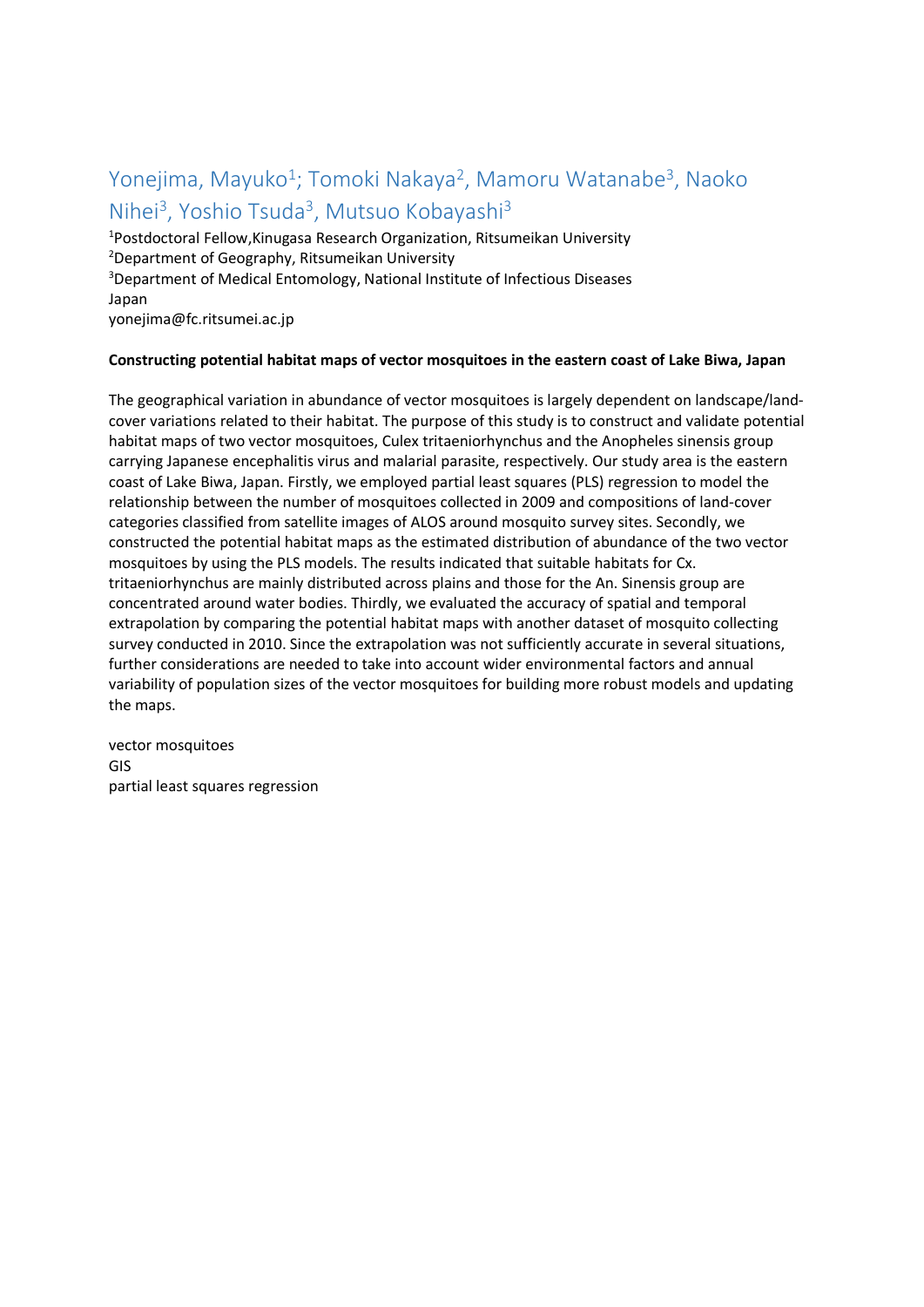## Yonejima, Mayuko[1]; Tomoki Nakaya[2], Mamoru Watanabe[3], Naoko Nihei[3], Yoshio Tsuda[3], Mutsuo Kobayashi[3]

[1]Postdoctoral Fellow,Kinugasa Research Organization, Ritsumeikan University
[2]Department of Geography, Ritsumeikan University
[3]Department of Medical Entomology, National Institute of Infectious Diseases
Japan
yonejima@fc.ritsumei.ac.jp

**Constructing potential habitat maps of vector mosquitoes in the eastern coast of Lake Biwa, Japan**

The geographical variation in abundance of vector mosquitoes is largely dependent on landscape/land-cover variations related to their habitat. The purpose of this study is to construct and validate potential habitat maps of two vector mosquitoes, Culex tritaeniorhynchus and the Anopheles sinensis group carrying Japanese encephalitis virus and malarial parasite, respectively. Our study area is the eastern coast of Lake Biwa, Japan. Firstly, we employed partial least squares (PLS) regression to model the relationship between the number of mosquitoes collected in 2009 and compositions of land-cover categories classified from satellite images of ALOS around mosquito survey sites. Secondly, we constructed the potential habitat maps as the estimated distribution of abundance of the two vector mosquitoes by using the PLS models. The results indicated that suitable habitats for Cx. tritaeniorhynchus are mainly distributed across plains and those for the An. Sinensis group are concentrated around water bodies. Thirdly, we evaluated the accuracy of spatial and temporal extrapolation by comparing the potential habitat maps with another dataset of mosquito collecting survey conducted in 2010. Since the extrapolation was not sufficiently accurate in several situations, further considerations are needed to take into account wider environmental factors and annual variability of population sizes of the vector mosquitoes for building more robust models and updating the maps.

vector mosquitoes
GIS
partial least squares regression